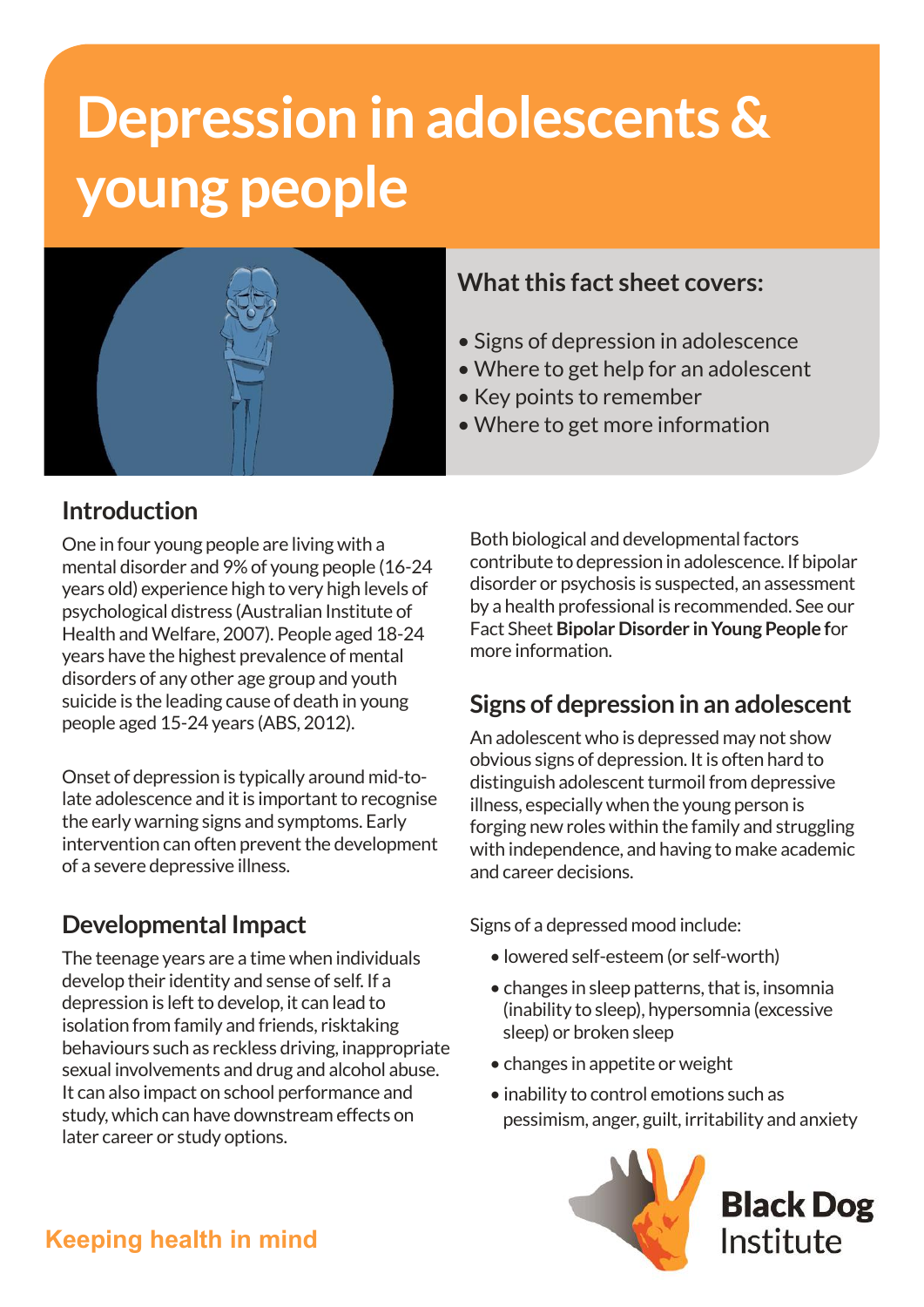# Depression in adolescents & young people

## What this fact sheet covers:

- Signs of depression in adolescence
- Where to get help for an adolescent
- Key points to remember
- Where to get more information

## Introduction

One in four young people are living with a mental disorder and 9% of young people (16-24 years old) experience high to very high levels of psychological distress (Australian Institute of Health and Welfare, 2007). People aged 18-24 years have the highest prevalence of mental disorders of any other age group and youth suicide is the leading cause of death in young people aged 15-24 years (ABS, 2012).

Onset of depression is typically around mid-to-late adolescence and it is important to recognise the early warning signs and symptoms. Early intervention can often prevent the development of a severe depressive illness.

## Developmental Impact

The teenage years are a time when individuals develop their identity and sense of self. If a depression is left to develop, it can lead to isolation from family and friends, risktaking behaviours such as reckless driving, inappropriate sexual involvements and drug and alcohol abuse. It can also impact on school performance and study, which can have downstream effects on later career or study options.

Both biological and developmental factors contribute to depression in adolescence. If bipolar disorder or psychosis is suspected, an assessment by a health professional is recommended. See our Fact Sheet **Bipolar Disorder in Young People** for more information.

## Signs of depression in an adolescent

An adolescent who is depressed may not show obvious signs of depression. It is often hard to distinguish adolescent turmoil from depressive illness, especially when the young person is forging new roles within the family and struggling with independence, and having to make academic and career decisions.

Signs of a depressed mood include:

- lowered self-esteem (or self-worth)
- changes in sleep patterns, that is, insomnia (inability to sleep), hypersomnia (excessive sleep) or broken sleep
- changes in appetite or weight
- inability to control emotions such as pessimism, anger, guilt, irritability and anxiety

**Keeping health in mind**

**Black Dog** Institute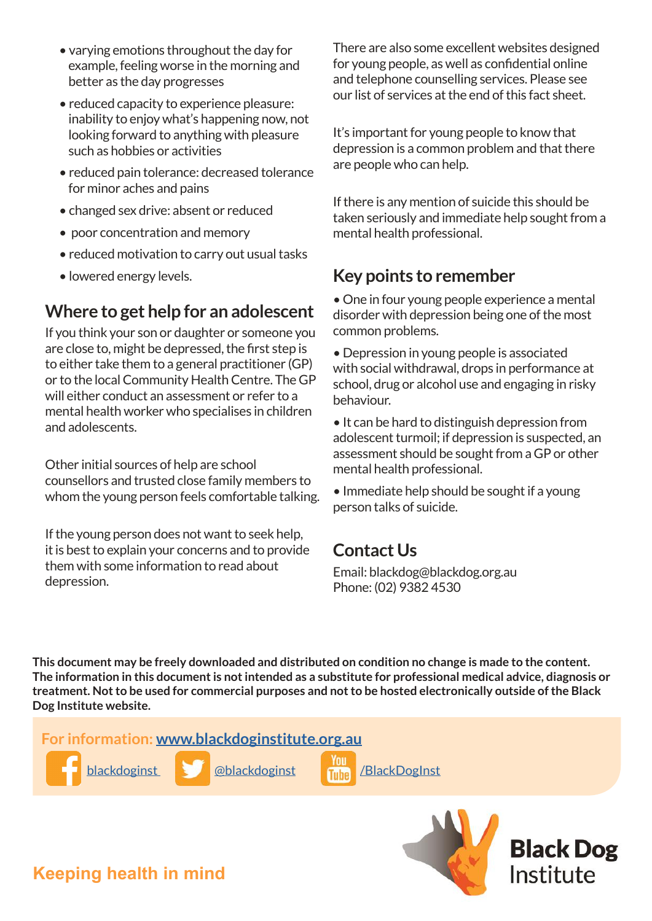- varying emotions throughout the day for example, feeling worse in the morning and better as the day progresses
- reduced capacity to experience pleasure: inability to enjoy what's happening now, not looking forward to anything with pleasure such as hobbies or activities
- reduced pain tolerance: decreased tolerance for minor aches and pains
- changed sex drive: absent or reduced
- poor concentration and memory
- reduced motivation to carry out usual tasks
- lowered energy levels.

## Where to get help for an adolescent

If you think your son or daughter or someone you are close to, might be depressed, the first step is to either take them to a general practitioner (GP) or to the local Community Health Centre. The GP will either conduct an assessment or refer to a mental health worker who specialises in children and adolescents.

Other initial sources of help are school counsellors and trusted close family members to whom the young person feels comfortable talking.

If the young person does not want to seek help, it is best to explain your concerns and to provide them with some information to read about depression.

There are also some excellent websites designed for young people, as well as confidential online and telephone counselling services. Please see our list of services at the end of this fact sheet.

It's important for young people to know that depression is a common problem and that there are people who can help.

If there is any mention of suicide this should be taken seriously and immediate help sought from a mental health professional.

## Key points to remember

- One in four young people experience a mental disorder with depression being one of the most common problems.
- Depression in young people is associated with social withdrawal, drops in performance at school, drug or alcohol use and engaging in risky behaviour.
- It can be hard to distinguish depression from adolescent turmoil; if depression is suspected, an assessment should be sought from a GP or other mental health professional.
- Immediate help should be sought if a young person talks of suicide.

## Contact Us

Email: blackdog@blackdog.org.au
Phone: (02) 9382 4530

**This document may be freely downloaded and distributed on condition no change is made to the content. The information in this document is not intended as a substitute for professional medical advice, diagnosis or treatment. Not to be used for commercial purposes and not to be hosted electronically outside of the Black Dog Institute website.**

For information: www.blackdoginstitute.org.au

blackdoginst @blackdoginst /BlackDogInst

Keeping health in mind

Black Dog Institute